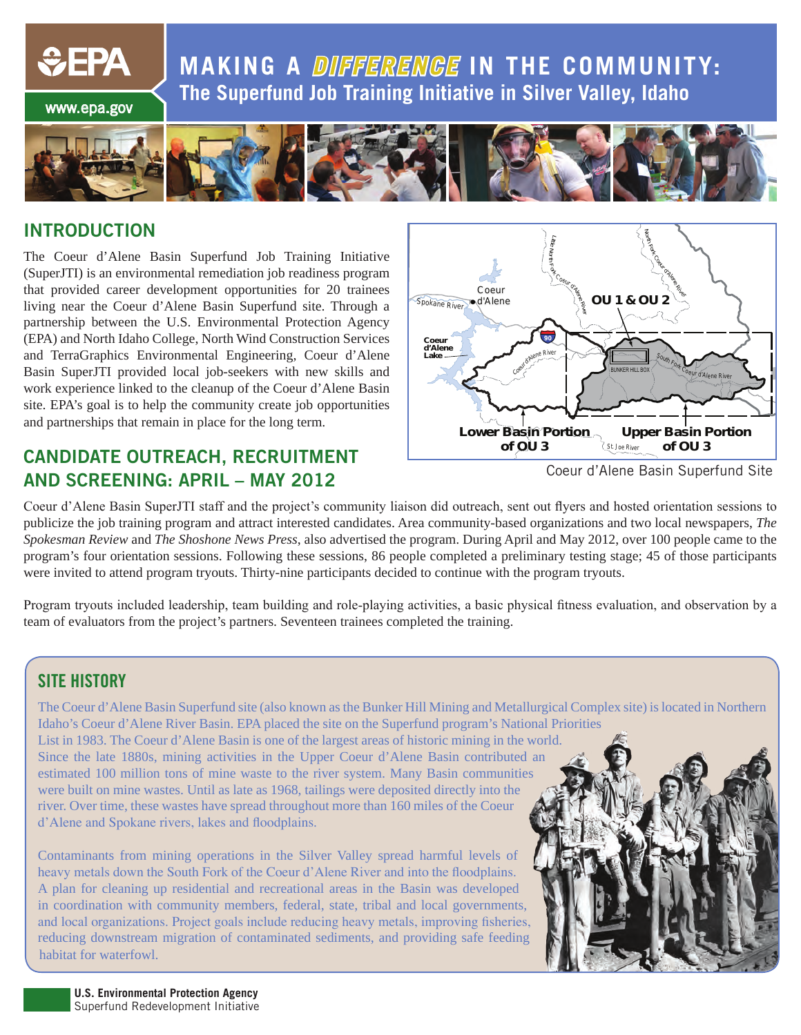# MAKING A *DIFFERENCE* IN THE COMMUNITY:

## The Superfund Job Training Initiative in Silver Valley, Idaho

## INTRODUCTION

The Coeur d'Alene Basin Superfund Job Training Initiative (SuperJTI) is an environmental remediation job readiness program that provided career development opportunities for 20 trainees living near the Coeur d'Alene Basin Superfund site. Through a partnership between the U.S. Environmental Protection Agency (EPA) and North Idaho College, North Wind Construction Services and TerraGraphics Environmental Engineering, Coeur d'Alene Basin SuperJTI provided local job-seekers with new skills and work experience linked to the cleanup of the Coeur d'Alene Basin site. EPA's goal is to help the community create job opportunities and partnerships that remain in place for the long term.

Coeur d'Alene Basin Superfund Site

## CANDIDATE OUTREACH, RECRUITMENT AND SCREENING: APRIL – MAY 2012

Coeur d'Alene Basin SuperJTI staff and the project's community liaison did outreach, sent out flyers and hosted orientation sessions to publicize the job training program and attract interested candidates. Area community-based organizations and two local newspapers, *The Spokesman Review* and *The Shoshone News Press*, also advertised the program. During April and May 2012, over 100 people came to the program's four orientation sessions. Following these sessions, 86 people completed a preliminary testing stage; 45 of those participants were invited to attend program tryouts. Thirty-nine participants decided to continue with the program tryouts.

Program tryouts included leadership, team building and role-playing activities, a basic physical fitness evaluation, and observation by a team of evaluators from the project's partners. Seventeen trainees completed the training.

## SITE HISTORY

The Coeur d'Alene Basin Superfund site (also known as the Bunker Hill Mining and Metallurgical Complex site) is located in Northern Idaho's Coeur d'Alene River Basin. EPA placed the site on the Superfund program's National Priorities List in 1983. The Coeur d'Alene Basin is one of the largest areas of historic mining in the world. Since the late 1880s, mining activities in the Upper Coeur d'Alene Basin contributed an estimated 100 million tons of mine waste to the river system. Many Basin communities were built on mine wastes. Until as late as 1968, tailings were deposited directly into the river. Over time, these wastes have spread throughout more than 160 miles of the Coeur d'Alene and Spokane rivers, lakes and floodplains.

Contaminants from mining operations in the Silver Valley spread harmful levels of heavy metals down the South Fork of the Coeur d'Alene River and into the floodplains. A plan for cleaning up residential and recreational areas in the Basin was developed in coordination with community members, federal, state, tribal and local governments, and local organizations. Project goals include reducing heavy metals, improving fisheries, reducing downstream migration of contaminated sediments, and providing safe feeding habitat for waterfowl.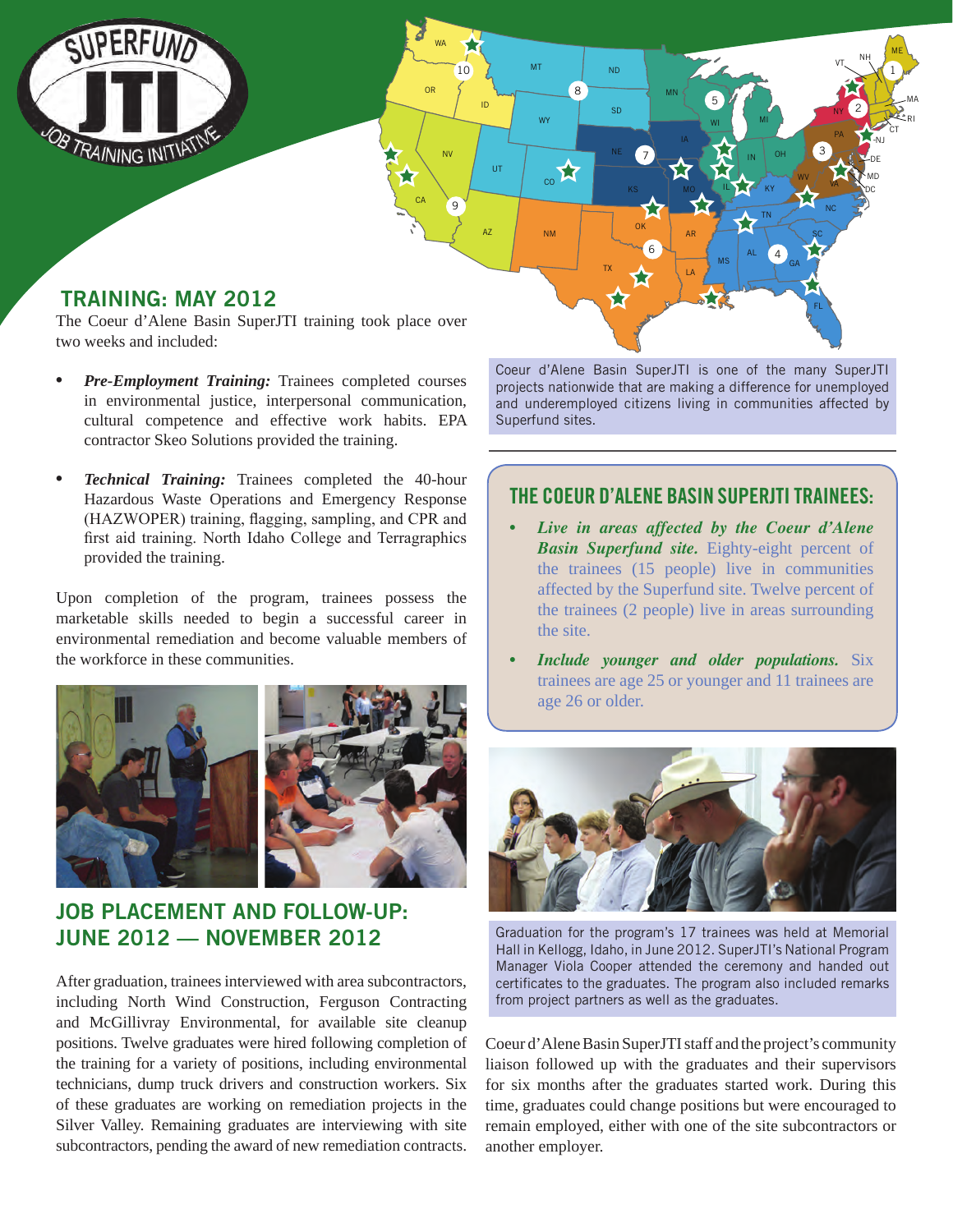## TRAINING: MAY 2012

The Coeur d'Alene Basin SuperJTI training took place over two weeks and included:

- ***Pre-Employment Training:*** Trainees completed courses in environmental justice, interpersonal communication, cultural competence and effective work habits. EPA contractor Skeo Solutions provided the training.
- ***Technical Training:*** Trainees completed the 40-hour Hazardous Waste Operations and Emergency Response (HAZWOPER) training, flagging, sampling, and CPR and first aid training. North Idaho College and Terragraphics provided the training.

Upon completion of the program, trainees possess the marketable skills needed to begin a successful career in environmental remediation and become valuable members of the workforce in these communities.

## JOB PLACEMENT AND FOLLOW-UP: JUNE 2012 — NOVEMBER 2012

After graduation, trainees interviewed with area subcontractors, including North Wind Construction, Ferguson Contracting and McGillivray Environmental, for available site cleanup positions. Twelve graduates were hired following completion of the training for a variety of positions, including environmental technicians, dump truck drivers and construction workers. Six of these graduates are working on remediation projects in the Silver Valley. Remaining graduates are interviewing with site subcontractors, pending the award of new remediation contracts.

Coeur d'Alene Basin SuperJTI is one of the many SuperJTI projects nationwide that are making a difference for unemployed and underemployed citizens living in communities affected by Superfund sites.

### THE COEUR D'ALENE BASIN SUPERJTI TRAINEES:

- ***Live in areas affected by the Coeur d'Alene Basin Superfund site.*** Eighty-eight percent of the trainees (15 people) live in communities affected by the Superfund site. Twelve percent of the trainees (2 people) live in areas surrounding the site.
- ***Include younger and older populations.*** Six trainees are age 25 or younger and 11 trainees are age 26 or older.

Graduation for the program's 17 trainees was held at Memorial Hall in Kellogg, Idaho, in June 2012. SuperJTI's National Program Manager Viola Cooper attended the ceremony and handed out certificates to the graduates. The program also included remarks from project partners as well as the graduates.

Coeur d'Alene Basin SuperJTI staff and the project's community liaison followed up with the graduates and their supervisors for six months after the graduates started work. During this time, graduates could change positions but were encouraged to remain employed, either with one of the site subcontractors or another employer.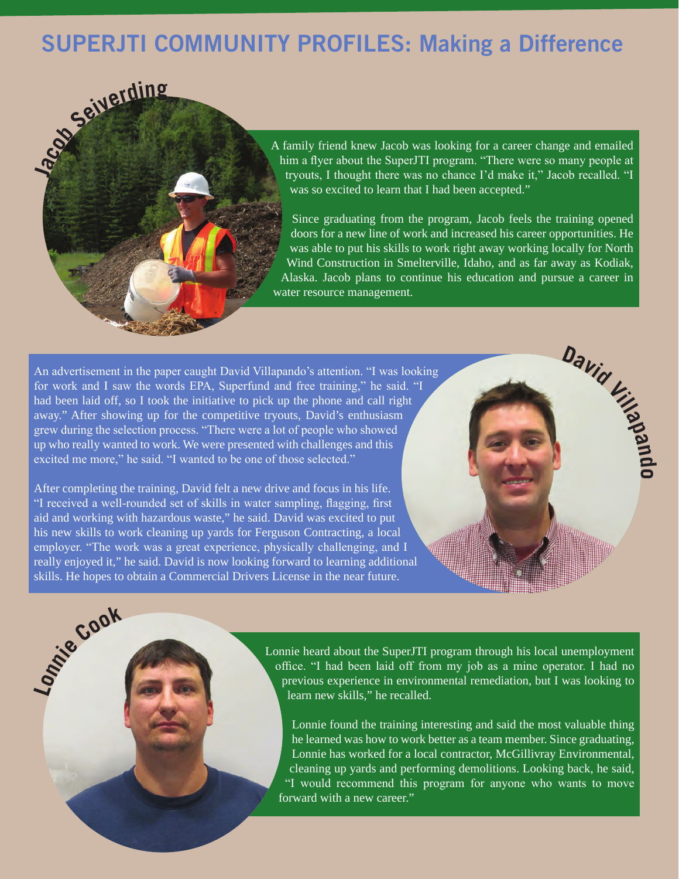# SUPERJTI COMMUNITY PROFILES: Making a Difference

## Jacob Seiverding

A family friend knew Jacob was looking for a career change and emailed him a flyer about the SuperJTI program. "There were so many people at tryouts, I thought there was no chance I'd make it," Jacob recalled. "I was so excited to learn that I had been accepted."

Since graduating from the program, Jacob feels the training opened doors for a new line of work and increased his career opportunities. He was able to put his skills to work right away working locally for North Wind Construction in Smelterville, Idaho, and as far away as Kodiak, Alaska. Jacob plans to continue his education and pursue a career in water resource management.

## David Villapando

An advertisement in the paper caught David Villapando's attention. "I was looking for work and I saw the words EPA, Superfund and free training," he said. "I had been laid off, so I took the initiative to pick up the phone and call right away." After showing up for the competitive tryouts, David's enthusiasm grew during the selection process. "There were a lot of people who showed up who really wanted to work. We were presented with challenges and this excited me more," he said. "I wanted to be one of those selected."

After completing the training, David felt a new drive and focus in his life. "I received a well-rounded set of skills in water sampling, flagging, first aid and working with hazardous waste," he said. David was excited to put his new skills to work cleaning up yards for Ferguson Contracting, a local employer. "The work was a great experience, physically challenging, and I really enjoyed it," he said. David is now looking forward to learning additional skills. He hopes to obtain a Commercial Drivers License in the near future.

## Lonnie Cook

Lonnie heard about the SuperJTI program through his local unemployment office. "I had been laid off from my job as a mine operator. I had no previous experience in environmental remediation, but I was looking to learn new skills," he recalled.

Lonnie found the training interesting and said the most valuable thing he learned was how to work better as a team member. Since graduating, Lonnie has worked for a local contractor, McGillivray Environmental, cleaning up yards and performing demolitions. Looking back, he said, "I would recommend this program for anyone who wants to move forward with a new career."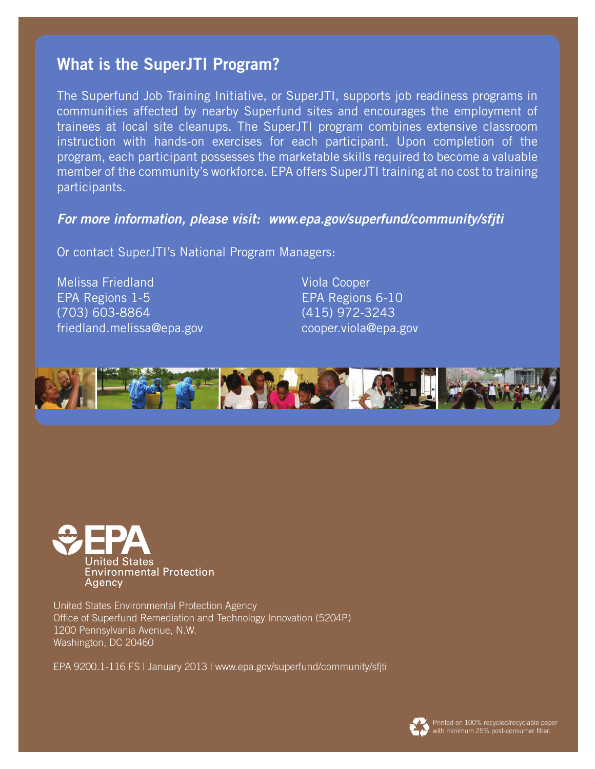## What is the SuperJTI Program?

The Superfund Job Training Initiative, or SuperJTI, supports job readiness programs in communities affected by nearby Superfund sites and encourages the employment of trainees at local site cleanups. The SuperJTI program combines extensive classroom instruction with hands-on exercises for each participant. Upon completion of the program, each participant possesses the marketable skills required to become a valuable member of the community's workforce. EPA offers SuperJTI training at no cost to training participants.

***For more information, please visit: www.epa.gov/superfund/community/sfjti***

Or contact SuperJTI's National Program Managers:

Melissa Friedland
EPA Regions 1-5
(703) 603-8864
friedland.melissa@epa.gov

Viola Cooper
EPA Regions 6-10
(415) 972-3243
cooper.viola@epa.gov

EPA
United States
Environmental Protection
Agency

United States Environmental Protection Agency
Office of Superfund Remediation and Technology Innovation (5204P)
1200 Pennsylvania Avenue, N.W.
Washington, DC 20460

EPA 9200.1-116 FS | January 2013 | www.epa.gov/superfund/community/sfjti

Printed on 100% recycled/recyclable paper with minimum 25% post-consumer fiber.